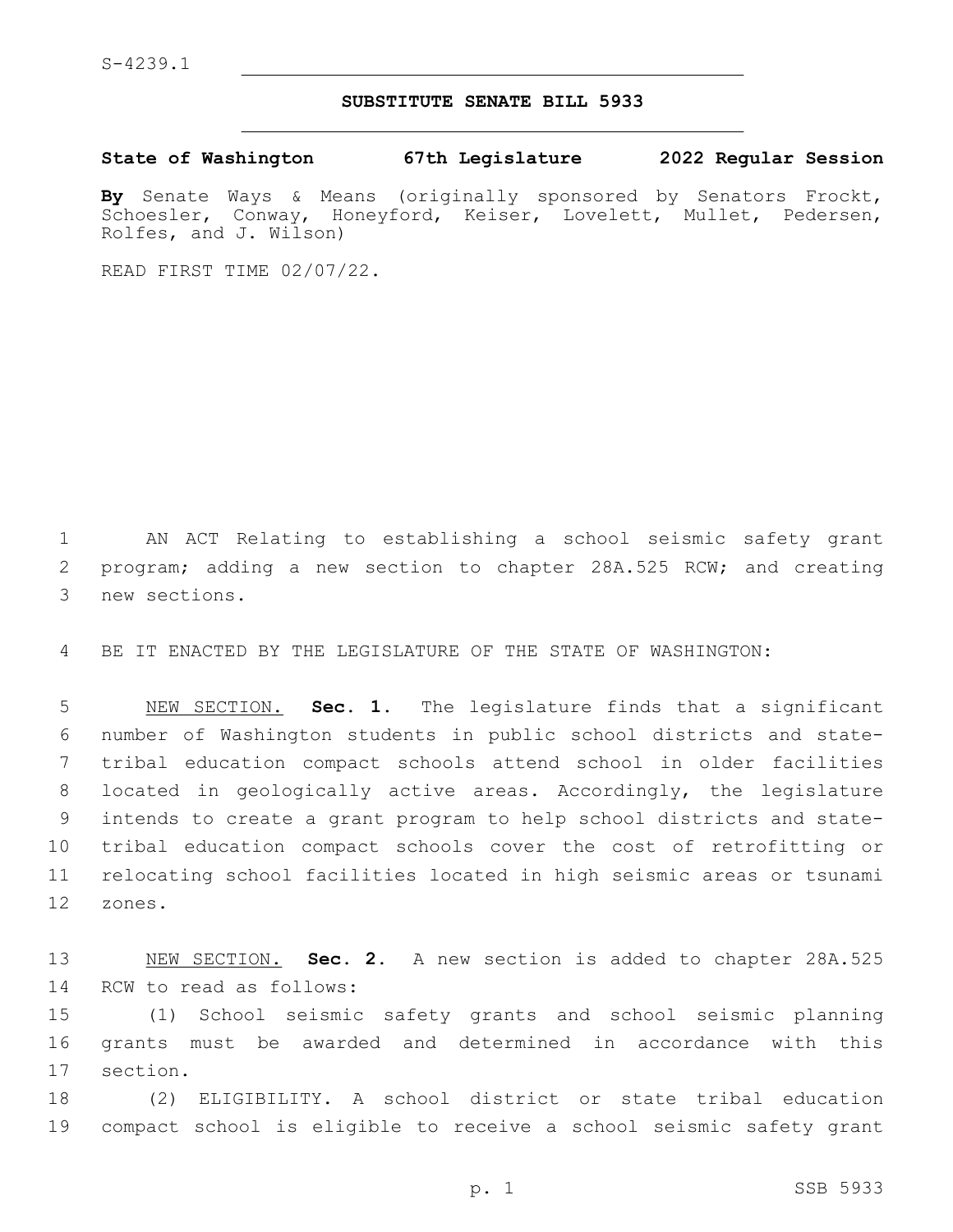S-4239.1

# SUBSTITUTE SENATE BILL 5933

**State of Washington 67th Legislature 2022 Regular Session**

**By** Senate Ways & Means (originally sponsored by Senators Frockt, Schoesler, Conway, Honeyford, Keiser, Lovelett, Mullet, Pedersen, Rolfes, and J. Wilson)

READ FIRST TIME 02/07/22.

AN ACT Relating to establishing a school seismic safety grant program; adding a new section to chapter 28A.525 RCW; and creating new sections.

BE IT ENACTED BY THE LEGISLATURE OF THE STATE OF WASHINGTON:

NEW SECTION. **Sec. 1.** The legislature finds that a significant number of Washington students in public school districts and state-tribal education compact schools attend school in older facilities located in geologically active areas. Accordingly, the legislature intends to create a grant program to help school districts and state-tribal education compact schools cover the cost of retrofitting or relocating school facilities located in high seismic areas or tsunami zones.

NEW SECTION. **Sec. 2.** A new section is added to chapter 28A.525 RCW to read as follows:

(1) School seismic safety grants and school seismic planning grants must be awarded and determined in accordance with this section.

(2) ELIGIBILITY. A school district or state tribal education compact school is eligible to receive a school seismic safety grant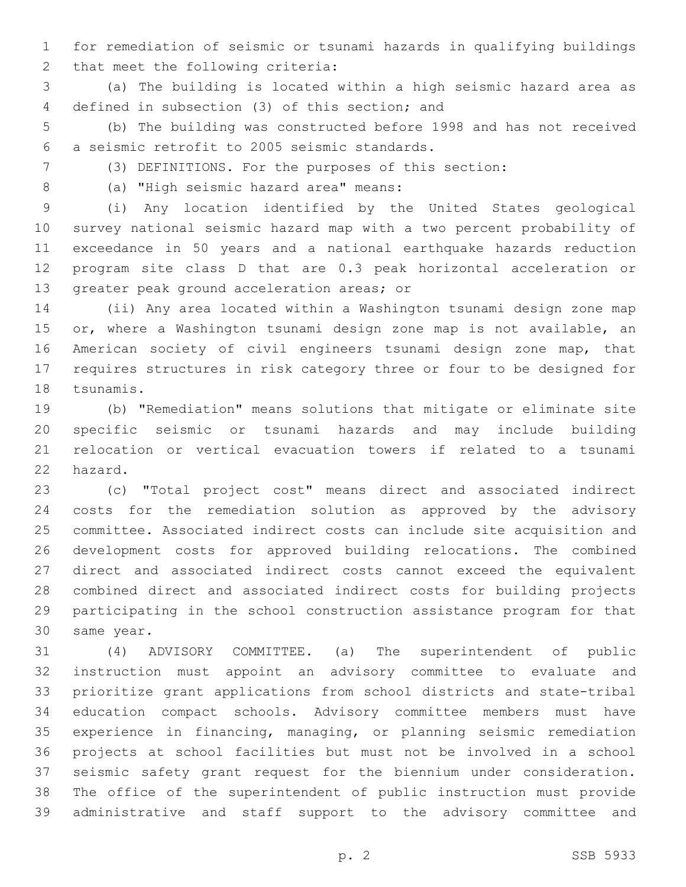for remediation of seismic or tsunami hazards in qualifying buildings that meet the following criteria:

(a) The building is located within a high seismic hazard area as defined in subsection (3) of this section; and

(b) The building was constructed before 1998 and has not received a seismic retrofit to 2005 seismic standards.

(3) DEFINITIONS. For the purposes of this section:

(a) "High seismic hazard area" means:

(i) Any location identified by the United States geological survey national seismic hazard map with a two percent probability of exceedance in 50 years and a national earthquake hazards reduction program site class D that are 0.3 peak horizontal acceleration or greater peak ground acceleration areas; or

(ii) Any area located within a Washington tsunami design zone map or, where a Washington tsunami design zone map is not available, an American society of civil engineers tsunami design zone map, that requires structures in risk category three or four to be designed for tsunamis.

(b) "Remediation" means solutions that mitigate or eliminate site specific seismic or tsunami hazards and may include building relocation or vertical evacuation towers if related to a tsunami hazard.

(c) "Total project cost" means direct and associated indirect costs for the remediation solution as approved by the advisory committee. Associated indirect costs can include site acquisition and development costs for approved building relocations. The combined direct and associated indirect costs cannot exceed the equivalent combined direct and associated indirect costs for building projects participating in the school construction assistance program for that same year.

(4) ADVISORY COMMITTEE. (a) The superintendent of public instruction must appoint an advisory committee to evaluate and prioritize grant applications from school districts and state-tribal education compact schools. Advisory committee members must have experience in financing, managing, or planning seismic remediation projects at school facilities but must not be involved in a school seismic safety grant request for the biennium under consideration. The office of the superintendent of public instruction must provide administrative and staff support to the advisory committee and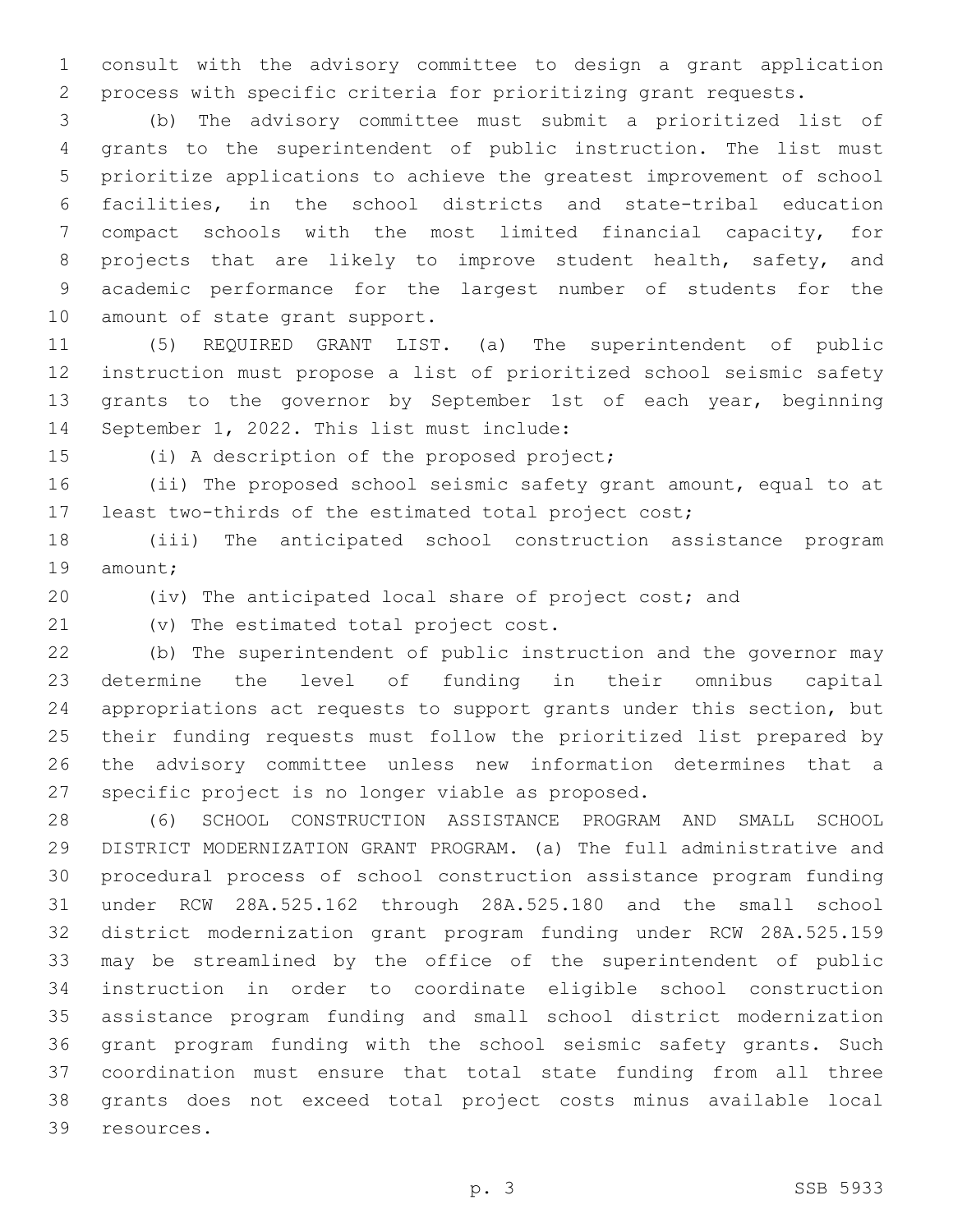consult with the advisory committee to design a grant application process with specific criteria for prioritizing grant requests.

(b) The advisory committee must submit a prioritized list of grants to the superintendent of public instruction. The list must prioritize applications to achieve the greatest improvement of school facilities, in the school districts and state-tribal education compact schools with the most limited financial capacity, for projects that are likely to improve student health, safety, and academic performance for the largest number of students for the amount of state grant support.

(5) REQUIRED GRANT LIST. (a) The superintendent of public instruction must propose a list of prioritized school seismic safety grants to the governor by September 1st of each year, beginning September 1, 2022. This list must include:

(i) A description of the proposed project;

(ii) The proposed school seismic safety grant amount, equal to at least two-thirds of the estimated total project cost;

(iii) The anticipated school construction assistance program amount;

(iv) The anticipated local share of project cost; and

(v) The estimated total project cost.

(b) The superintendent of public instruction and the governor may determine the level of funding in their omnibus capital appropriations act requests to support grants under this section, but their funding requests must follow the prioritized list prepared by the advisory committee unless new information determines that a specific project is no longer viable as proposed.

(6) SCHOOL CONSTRUCTION ASSISTANCE PROGRAM AND SMALL SCHOOL DISTRICT MODERNIZATION GRANT PROGRAM. (a) The full administrative and procedural process of school construction assistance program funding under RCW 28A.525.162 through 28A.525.180 and the small school district modernization grant program funding under RCW 28A.525.159 may be streamlined by the office of the superintendent of public instruction in order to coordinate eligible school construction assistance program funding and small school district modernization grant program funding with the school seismic safety grants. Such coordination must ensure that total state funding from all three grants does not exceed total project costs minus available local resources.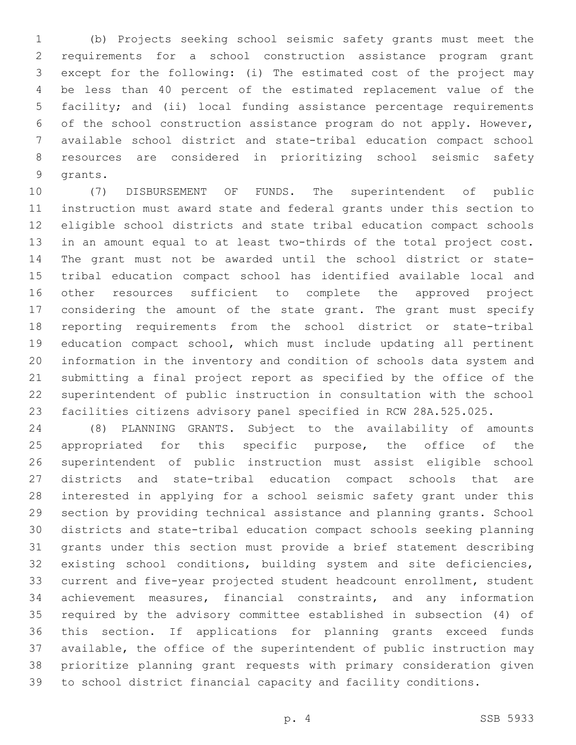(b) Projects seeking school seismic safety grants must meet the requirements for a school construction assistance program grant except for the following: (i) The estimated cost of the project may be less than 40 percent of the estimated replacement value of the facility; and (ii) local funding assistance percentage requirements of the school construction assistance program do not apply. However, available school district and state-tribal education compact school resources are considered in prioritizing school seismic safety grants.

(7) DISBURSEMENT OF FUNDS. The superintendent of public instruction must award state and federal grants under this section to eligible school districts and state tribal education compact schools in an amount equal to at least two-thirds of the total project cost. The grant must not be awarded until the school district or state-tribal education compact school has identified available local and other resources sufficient to complete the approved project considering the amount of the state grant. The grant must specify reporting requirements from the school district or state-tribal education compact school, which must include updating all pertinent information in the inventory and condition of schools data system and submitting a final project report as specified by the office of the superintendent of public instruction in consultation with the school facilities citizens advisory panel specified in RCW 28A.525.025.

(8) PLANNING GRANTS. Subject to the availability of amounts appropriated for this specific purpose, the office of the superintendent of public instruction must assist eligible school districts and state-tribal education compact schools that are interested in applying for a school seismic safety grant under this section by providing technical assistance and planning grants. School districts and state-tribal education compact schools seeking planning grants under this section must provide a brief statement describing existing school conditions, building system and site deficiencies, current and five-year projected student headcount enrollment, student achievement measures, financial constraints, and any information required by the advisory committee established in subsection (4) of this section. If applications for planning grants exceed funds available, the office of the superintendent of public instruction may prioritize planning grant requests with primary consideration given to school district financial capacity and facility conditions.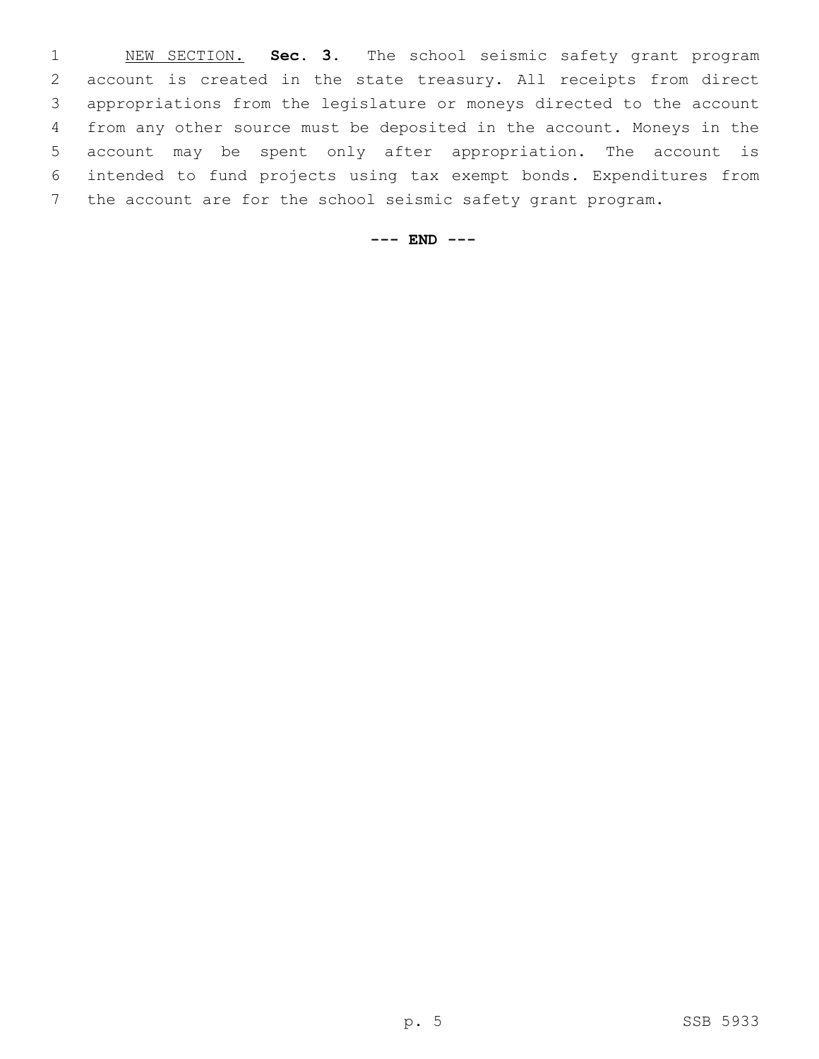NEW SECTION. **Sec. 3.** The school seismic safety grant program account is created in the state treasury. All receipts from direct appropriations from the legislature or moneys directed to the account from any other source must be deposited in the account. Moneys in the account may be spent only after appropriation. The account is intended to fund projects using tax exempt bonds. Expenditures from the account are for the school seismic safety grant program.

**--- END ---**